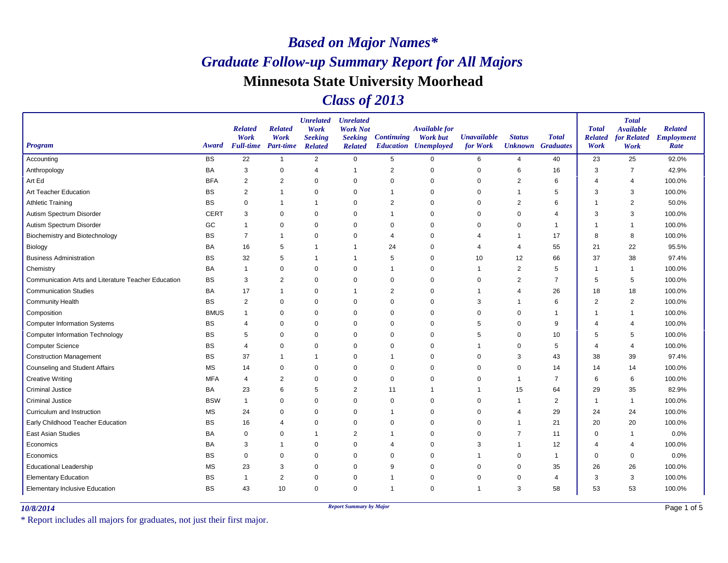# *Based on Major Names**

# *Graduate Follow-up Summary Report for All Majors*

# Minnesota State University Moorhead

# *Class of 2013*

| Program | Award | Related Work Full-time | Related Work Part-time | Unrelated Work Seeking Related | Unrelated Work Not Seeking Related | Continuing Education | Available for Work but Unemployed | Unavailable for Work | Status Unknown | Total Graduates | Total Related Work | Total Available for Related Work | Related Employment Rate |
|---|---|---|---|---|---|---|---|---|---|---|---|---|---|
| Accounting | BS | 22 | 1 | 2 | 0 | 5 | 0 | 6 | 4 | 40 | 23 | 25 | 92.0% |
| Anthropology | BA | 3 | 0 | 4 | 1 | 2 | 0 | 0 | 6 | 16 | 3 | 7 | 42.9% |
| Art Ed | BFA | 2 | 2 | 0 | 0 | 0 | 0 | 0 | 2 | 6 | 4 | 4 | 100.0% |
| Art Teacher Education | BS | 2 | 1 | 0 | 0 | 1 | 0 | 0 | 1 | 5 | 3 | 3 | 100.0% |
| Athletic Training | BS | 0 | 1 | 1 | 0 | 2 | 0 | 0 | 2 | 6 | 1 | 2 | 50.0% |
| Autism Spectrum Disorder | CERT | 3 | 0 | 0 | 0 | 1 | 0 | 0 | 0 | 4 | 3 | 3 | 100.0% |
| Autism Spectrum Disorder | GC | 1 | 0 | 0 | 0 | 0 | 0 | 0 | 0 | 1 | 1 | 1 | 100.0% |
| Biochemistry and Biotechnology | BS | 7 | 1 | 0 | 0 | 4 | 0 | 4 | 1 | 17 | 8 | 8 | 100.0% |
| Biology | BA | 16 | 5 | 1 | 1 | 24 | 0 | 4 | 4 | 55 | 21 | 22 | 95.5% |
| Business Administration | BS | 32 | 5 | 1 | 1 | 5 | 0 | 10 | 12 | 66 | 37 | 38 | 97.4% |
| Chemistry | BA | 1 | 0 | 0 | 0 | 1 | 0 | 1 | 2 | 5 | 1 | 1 | 100.0% |
| Communication Arts and Literature Teacher Education | BS | 3 | 2 | 0 | 0 | 0 | 0 | 0 | 2 | 7 | 5 | 5 | 100.0% |
| Communication Studies | BA | 17 | 1 | 0 | 1 | 2 | 0 | 1 | 4 | 26 | 18 | 18 | 100.0% |
| Community Health | BS | 2 | 0 | 0 | 0 | 0 | 0 | 3 | 1 | 6 | 2 | 2 | 100.0% |
| Composition | BMUS | 1 | 0 | 0 | 0 | 0 | 0 | 0 | 0 | 1 | 1 | 1 | 100.0% |
| Computer Information Systems | BS | 4 | 0 | 0 | 0 | 0 | 0 | 5 | 0 | 9 | 4 | 4 | 100.0% |
| Computer Information Technology | BS | 5 | 0 | 0 | 0 | 0 | 0 | 5 | 0 | 10 | 5 | 5 | 100.0% |
| Computer Science | BS | 4 | 0 | 0 | 0 | 0 | 0 | 1 | 0 | 5 | 4 | 4 | 100.0% |
| Construction Management | BS | 37 | 1 | 1 | 0 | 1 | 0 | 0 | 3 | 43 | 38 | 39 | 97.4% |
| Counseling and Student Affairs | MS | 14 | 0 | 0 | 0 | 0 | 0 | 0 | 0 | 14 | 14 | 14 | 100.0% |
| Creative Writing | MFA | 4 | 2 | 0 | 0 | 0 | 0 | 0 | 1 | 7 | 6 | 6 | 100.0% |
| Criminal Justice | BA | 23 | 6 | 5 | 2 | 11 | 1 | 1 | 15 | 64 | 29 | 35 | 82.9% |
| Criminal Justice | BSW | 1 | 0 | 0 | 0 | 0 | 0 | 0 | 1 | 2 | 1 | 1 | 100.0% |
| Curriculum and Instruction | MS | 24 | 0 | 0 | 0 | 1 | 0 | 0 | 4 | 29 | 24 | 24 | 100.0% |
| Early Childhood Teacher Education | BS | 16 | 4 | 0 | 0 | 0 | 0 | 0 | 1 | 21 | 20 | 20 | 100.0% |
| East Asian Studies | BA | 0 | 0 | 1 | 2 | 1 | 0 | 0 | 7 | 11 | 0 | 1 | 0.0% |
| Economics | BA | 3 | 1 | 0 | 0 | 4 | 0 | 3 | 1 | 12 | 4 | 4 | 100.0% |
| Economics | BS | 0 | 0 | 0 | 0 | 0 | 0 | 1 | 0 | 1 | 0 | 0 | 0.0% |
| Educational Leadership | MS | 23 | 3 | 0 | 0 | 9 | 0 | 0 | 0 | 35 | 26 | 26 | 100.0% |
| Elementary Education | BS | 1 | 2 | 0 | 0 | 1 | 0 | 0 | 0 | 4 | 3 | 3 | 100.0% |
| Elementary Inclusive Education | BS | 43 | 10 | 0 | 0 | 1 | 0 | 1 | 3 | 58 | 53 | 53 | 100.0% |

*10/8/2014*

*Report Summary by Major*

\* Report includes all majors for graduates, not just their first major.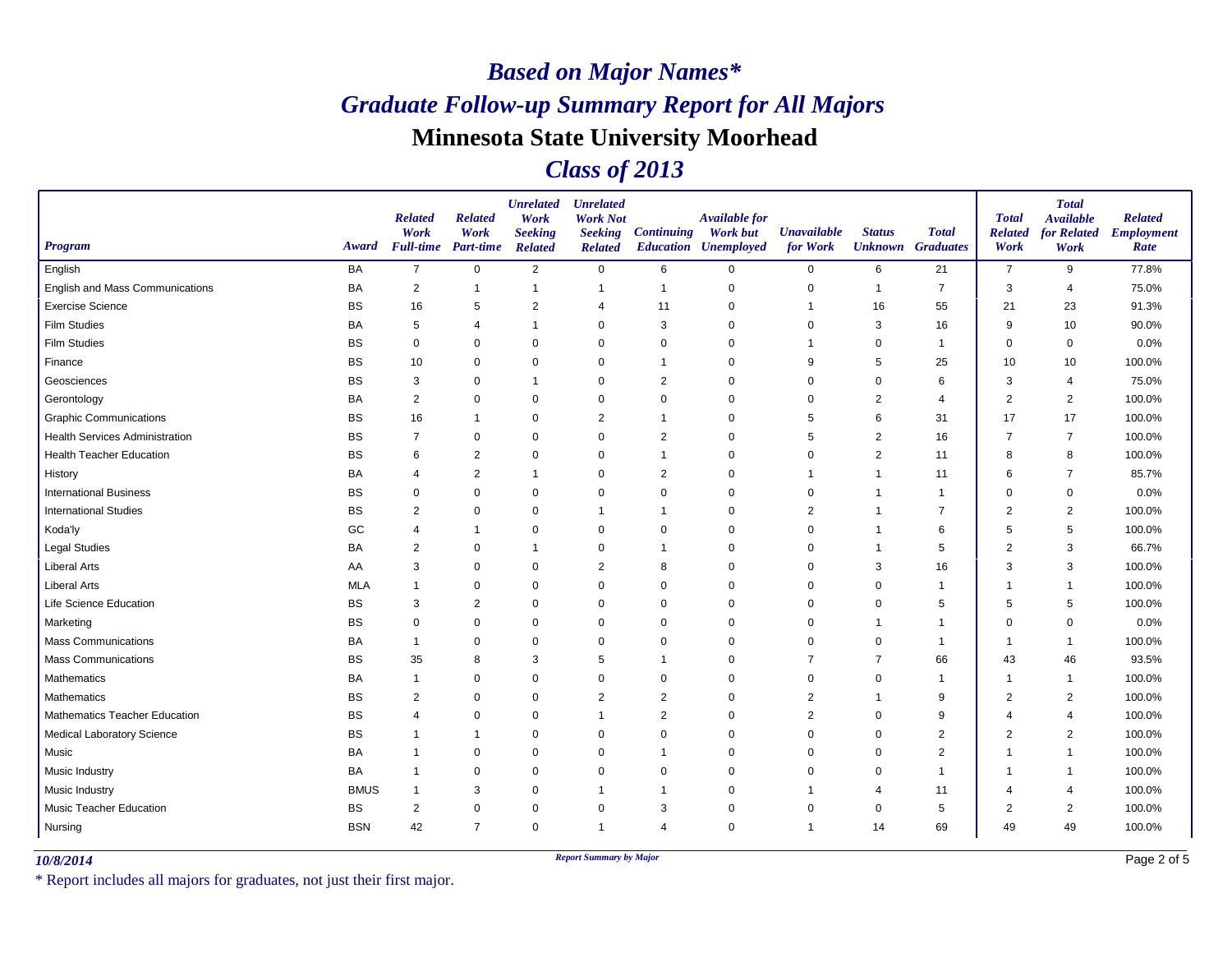# *Based on Major Names**

# *Graduate Follow-up Summary Report for All Majors*

# Minnesota State University Moorhead

# *Class of 2013*

| *Program* | *Award* | *Related Work Full-time* | *Related Work Part-time* | *Unrelated Work Seeking Related* | *Unrelated Work Not Seeking Related* | *Continuing Education* | *Available for Work but Unemployed* | *Unavailable for Work* | *Status Unknown* | *Total Graduates* | *Total Related Work* | *Total Available for Related Work* | *Related Employment Rate* |
|---|---|---|---|---|---|---|---|---|---|---|---|---|---|
| English | BA | 7 | 0 | 2 | 0 | 6 | 0 | 0 | 6 | 21 | 7 | 9 | 77.8% |
| English and Mass Communications | BA | 2 | 1 | 1 | 1 | 1 | 0 | 0 | 1 | 7 | 3 | 4 | 75.0% |
| Exercise Science | BS | 16 | 5 | 2 | 4 | 11 | 0 | 1 | 16 | 55 | 21 | 23 | 91.3% |
| Film Studies | BA | 5 | 4 | 1 | 0 | 3 | 0 | 0 | 3 | 16 | 9 | 10 | 90.0% |
| Film Studies | BS | 0 | 0 | 0 | 0 | 0 | 0 | 1 | 0 | 1 | 0 | 0 | 0.0% |
| Finance | BS | 10 | 0 | 0 | 0 | 1 | 0 | 9 | 5 | 25 | 10 | 10 | 100.0% |
| Geosciences | BS | 3 | 0 | 1 | 0 | 2 | 0 | 0 | 0 | 6 | 3 | 4 | 75.0% |
| Gerontology | BA | 2 | 0 | 0 | 0 | 0 | 0 | 0 | 2 | 4 | 2 | 2 | 100.0% |
| Graphic Communications | BS | 16 | 1 | 0 | 2 | 1 | 0 | 5 | 6 | 31 | 17 | 17 | 100.0% |
| Health Services Administration | BS | 7 | 0 | 0 | 0 | 2 | 0 | 5 | 2 | 16 | 7 | 7 | 100.0% |
| Health Teacher Education | BS | 6 | 2 | 0 | 0 | 1 | 0 | 0 | 2 | 11 | 8 | 8 | 100.0% |
| History | BA | 4 | 2 | 1 | 0 | 2 | 0 | 1 | 1 | 11 | 6 | 7 | 85.7% |
| International Business | BS | 0 | 0 | 0 | 0 | 0 | 0 | 0 | 1 | 1 | 0 | 0 | 0.0% |
| International Studies | BS | 2 | 0 | 0 | 1 | 1 | 0 | 2 | 1 | 7 | 2 | 2 | 100.0% |
| Koda'ly | GC | 4 | 1 | 0 | 0 | 0 | 0 | 0 | 1 | 6 | 5 | 5 | 100.0% |
| Legal Studies | BA | 2 | 0 | 1 | 0 | 1 | 0 | 0 | 1 | 5 | 2 | 3 | 66.7% |
| Liberal Arts | AA | 3 | 0 | 0 | 2 | 8 | 0 | 0 | 3 | 16 | 3 | 3 | 100.0% |
| Liberal Arts | MLA | 1 | 0 | 0 | 0 | 0 | 0 | 0 | 0 | 1 | 1 | 1 | 100.0% |
| Life Science Education | BS | 3 | 2 | 0 | 0 | 0 | 0 | 0 | 0 | 5 | 5 | 5 | 100.0% |
| Marketing | BS | 0 | 0 | 0 | 0 | 0 | 0 | 0 | 1 | 1 | 0 | 0 | 0.0% |
| Mass Communications | BA | 1 | 0 | 0 | 0 | 0 | 0 | 0 | 0 | 1 | 1 | 1 | 100.0% |
| Mass Communications | BS | 35 | 8 | 3 | 5 | 1 | 0 | 7 | 7 | 66 | 43 | 46 | 93.5% |
| Mathematics | BA | 1 | 0 | 0 | 0 | 0 | 0 | 0 | 0 | 1 | 1 | 1 | 100.0% |
| Mathematics | BS | 2 | 0 | 0 | 2 | 2 | 0 | 2 | 1 | 9 | 2 | 2 | 100.0% |
| Mathematics Teacher Education | BS | 4 | 0 | 0 | 1 | 2 | 0 | 2 | 0 | 9 | 4 | 4 | 100.0% |
| Medical Laboratory Science | BS | 1 | 1 | 0 | 0 | 0 | 0 | 0 | 0 | 2 | 2 | 2 | 100.0% |
| Music | BA | 1 | 0 | 0 | 0 | 1 | 0 | 0 | 0 | 2 | 1 | 1 | 100.0% |
| Music Industry | BA | 1 | 0 | 0 | 0 | 0 | 0 | 0 | 0 | 1 | 1 | 1 | 100.0% |
| Music Industry | BMUS | 1 | 3 | 0 | 1 | 1 | 0 | 1 | 4 | 11 | 4 | 4 | 100.0% |
| Music Teacher Education | BS | 2 | 0 | 0 | 0 | 3 | 0 | 0 | 0 | 5 | 2 | 2 | 100.0% |
| Nursing | BSN | 42 | 7 | 0 | 1 | 4 | 0 | 1 | 14 | 69 | 49 | 49 | 100.0% |

*10/8/2014*

*Report Summary by Major*

\* Report includes all majors for graduates, not just their first major.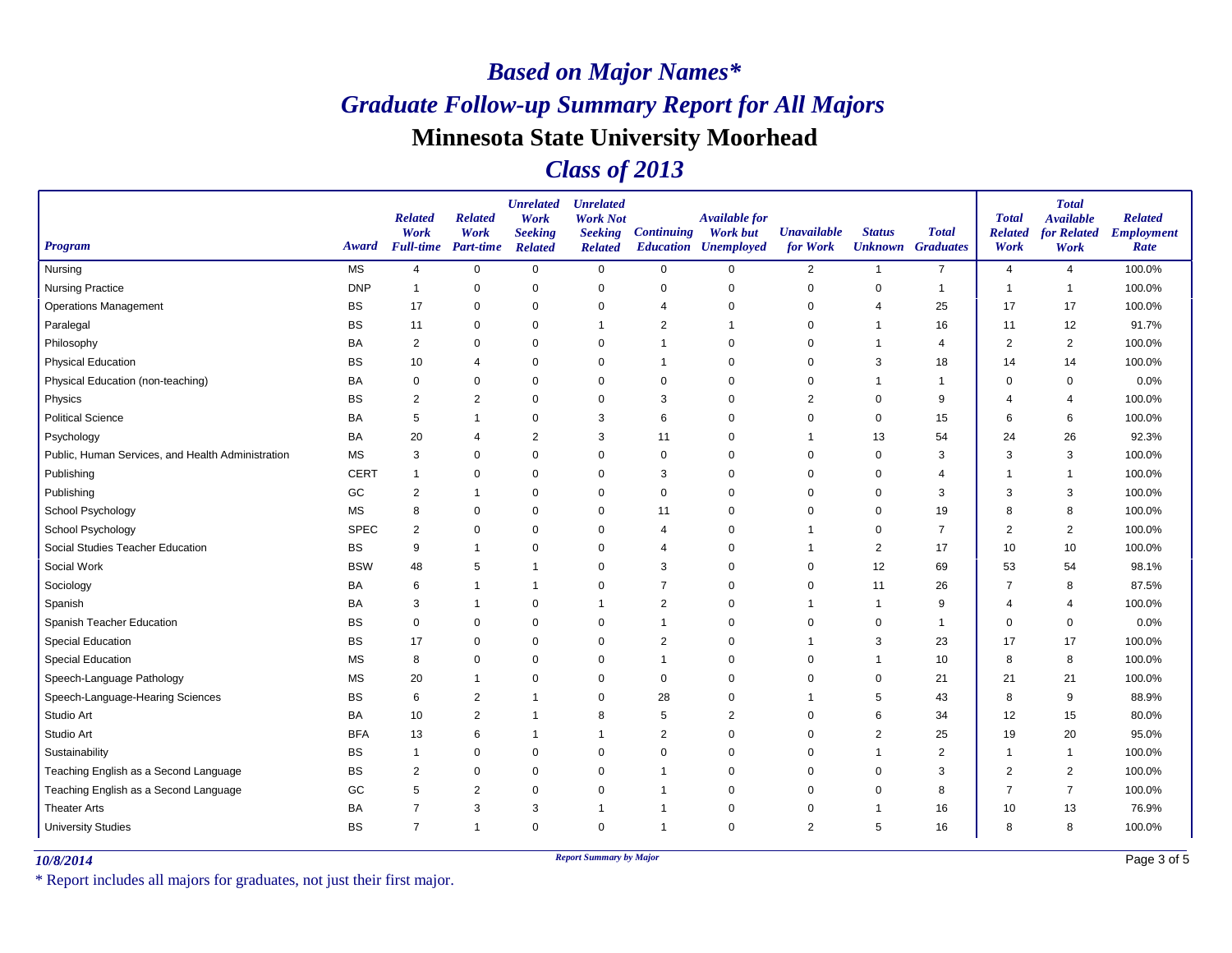# *Based on Major Names**

# *Graduate Follow-up Summary Report for All Majors*

# Minnesota State University Moorhead

# *Class of 2013*

| Program | Award | Related Work Full-time | Related Work Part-time | Unrelated Work Seeking Related | Unrelated Work Not Seeking Related | Continuing Education | Available for Work but Unemployed | Unavailable for Work | Status Unknown | Total Graduates | Total Related Work | Total Available for Related Work | Related Employment Rate |
|---|---|---|---|---|---|---|---|---|---|---|---|---|---|
| Nursing | MS | 4 | 0 | 0 | 0 | 0 | 0 | 2 | 1 | 7 | 4 | 4 | 100.0% |
| Nursing Practice | DNP | 1 | 0 | 0 | 0 | 0 | 0 | 0 | 0 | 1 | 1 | 1 | 100.0% |
| Operations Management | BS | 17 | 0 | 0 | 0 | 4 | 0 | 0 | 4 | 25 | 17 | 17 | 100.0% |
| Paralegal | BS | 11 | 0 | 0 | 1 | 2 | 1 | 0 | 1 | 16 | 11 | 12 | 91.7% |
| Philosophy | BA | 2 | 0 | 0 | 0 | 1 | 0 | 0 | 1 | 4 | 2 | 2 | 100.0% |
| Physical Education | BS | 10 | 4 | 0 | 0 | 1 | 0 | 0 | 3 | 18 | 14 | 14 | 100.0% |
| Physical Education (non-teaching) | BA | 0 | 0 | 0 | 0 | 0 | 0 | 0 | 1 | 1 | 0 | 0 | 0.0% |
| Physics | BS | 2 | 2 | 0 | 0 | 3 | 0 | 2 | 0 | 9 | 4 | 4 | 100.0% |
| Political Science | BA | 5 | 1 | 0 | 3 | 6 | 0 | 0 | 0 | 15 | 6 | 6 | 100.0% |
| Psychology | BA | 20 | 4 | 2 | 3 | 11 | 0 | 1 | 13 | 54 | 24 | 26 | 92.3% |
| Public, Human Services, and Health Administration | MS | 3 | 0 | 0 | 0 | 0 | 0 | 0 | 0 | 3 | 3 | 3 | 100.0% |
| Publishing | CERT | 1 | 0 | 0 | 0 | 3 | 0 | 0 | 0 | 4 | 1 | 1 | 100.0% |
| Publishing | GC | 2 | 1 | 0 | 0 | 0 | 0 | 0 | 0 | 3 | 3 | 3 | 100.0% |
| School Psychology | MS | 8 | 0 | 0 | 0 | 11 | 0 | 0 | 0 | 19 | 8 | 8 | 100.0% |
| School Psychology | SPEC | 2 | 0 | 0 | 0 | 4 | 0 | 1 | 0 | 7 | 2 | 2 | 100.0% |
| Social Studies Teacher Education | BS | 9 | 1 | 0 | 0 | 4 | 0 | 1 | 2 | 17 | 10 | 10 | 100.0% |
| Social Work | BSW | 48 | 5 | 1 | 0 | 3 | 0 | 0 | 12 | 69 | 53 | 54 | 98.1% |
| Sociology | BA | 6 | 1 | 1 | 0 | 7 | 0 | 0 | 11 | 26 | 7 | 8 | 87.5% |
| Spanish | BA | 3 | 1 | 0 | 1 | 2 | 0 | 1 | 1 | 9 | 4 | 4 | 100.0% |
| Spanish Teacher Education | BS | 0 | 0 | 0 | 0 | 1 | 0 | 0 | 0 | 1 | 0 | 0 | 0.0% |
| Special Education | BS | 17 | 0 | 0 | 0 | 2 | 0 | 1 | 3 | 23 | 17 | 17 | 100.0% |
| Special Education | MS | 8 | 0 | 0 | 0 | 1 | 0 | 0 | 1 | 10 | 8 | 8 | 100.0% |
| Speech-Language Pathology | MS | 20 | 1 | 0 | 0 | 0 | 0 | 0 | 0 | 21 | 21 | 21 | 100.0% |
| Speech-Language-Hearing Sciences | BS | 6 | 2 | 1 | 0 | 28 | 0 | 1 | 5 | 43 | 8 | 9 | 88.9% |
| Studio Art | BA | 10 | 2 | 1 | 8 | 5 | 2 | 0 | 6 | 34 | 12 | 15 | 80.0% |
| Studio Art | BFA | 13 | 6 | 1 | 1 | 2 | 0 | 0 | 2 | 25 | 19 | 20 | 95.0% |
| Sustainability | BS | 1 | 0 | 0 | 0 | 0 | 0 | 0 | 1 | 2 | 1 | 1 | 100.0% |
| Teaching English as a Second Language | BS | 2 | 0 | 0 | 0 | 1 | 0 | 0 | 0 | 3 | 2 | 2 | 100.0% |
| Teaching English as a Second Language | GC | 5 | 2 | 0 | 0 | 1 | 0 | 0 | 0 | 8 | 7 | 7 | 100.0% |
| Theater Arts | BA | 7 | 3 | 3 | 1 | 1 | 0 | 0 | 1 | 16 | 10 | 13 | 76.9% |
| University Studies | BS | 7 | 1 | 0 | 0 | 1 | 0 | 2 | 5 | 16 | 8 | 8 | 100.0% |

*10/8/2014*

*Report Summary by Major*

* Report includes all majors for graduates, not just their first major.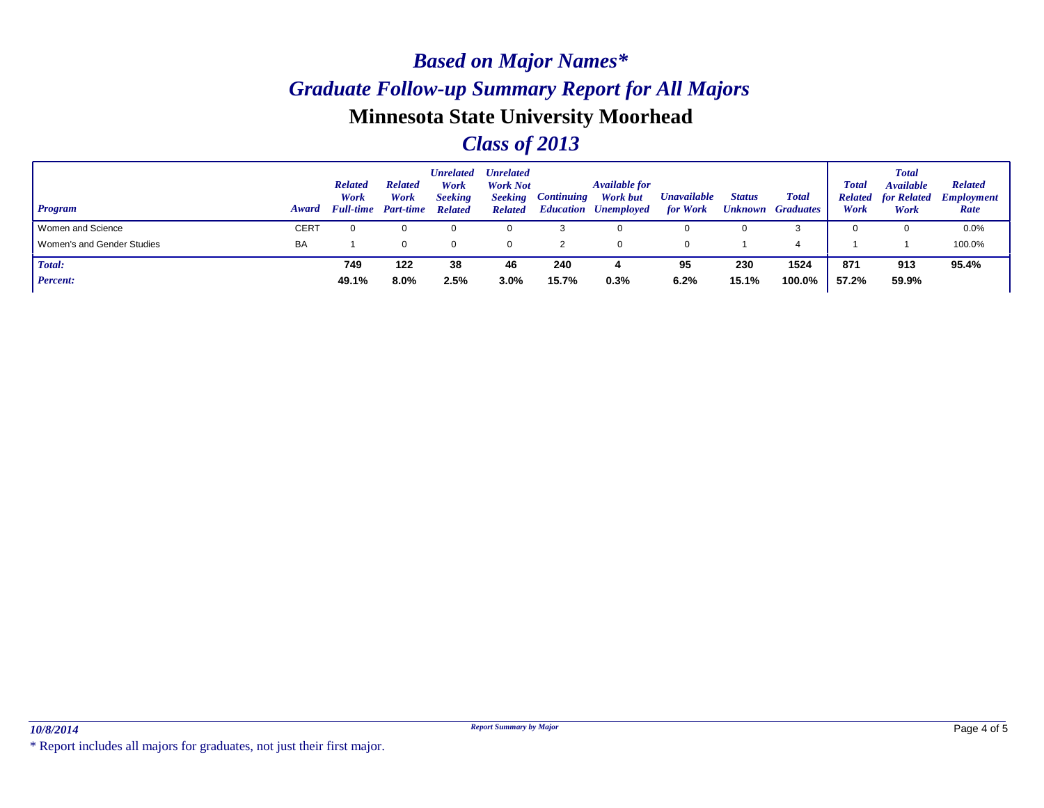# *Based on Major Names**

# *Graduate Follow-up Summary Report for All Majors*

## Minnesota State University Moorhead

## *Class of 2013*

| *Program* | *Award* | *Related Work Full-time* | *Related Work Part-time* | *Unrelated Work Seeking Related* | *Unrelated Work Not Seeking Related* | *Continuing Education* | *Available for Work but Unemployed* | *Unavailable for Work* | *Status Unknown* | *Total Graduates* | *Total Related Work* | *Total Available for Related Work* | *Related Employment Rate* |
|---|---|---|---|---|---|---|---|---|---|---|---|---|---|
| Women and Science | CERT | 0 | 0 | 0 | 0 | 3 | 0 | 0 | 0 | 3 | 0 | 0 | 0.0% |
| Women's and Gender Studies | BA | 1 | 0 | 0 | 0 | 2 | 0 | 0 | 1 | 4 | 1 | 1 | 100.0% |
| *Total:* | | **749** | **122** | **38** | **46** | **240** | **4** | **95** | **230** | **1524** | **871** | **913** | **95.4%** |
| *Percent:* | | **49.1%** | **8.0%** | **2.5%** | **3.0%** | **15.7%** | **0.3%** | **6.2%** | **15.1%** | **100.0%** | **57.2%** | **59.9%** | |

*10/8/2014* *Report Summary by Major*

\* Report includes all majors for graduates, not just their first major.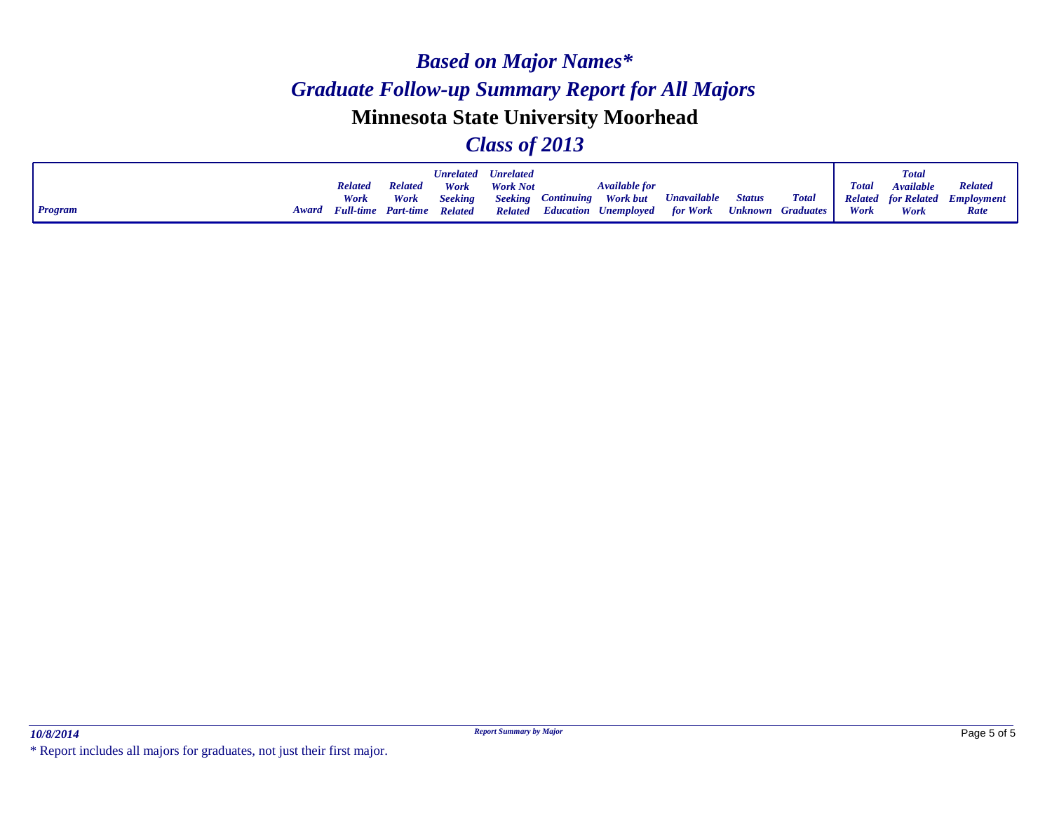# *Based on Major Names**

# *Graduate Follow-up Summary Report for All Majors*

## Minnesota State University Moorhead

## *Class of 2013*

| *Program* | *Award* | *Related Work Full-time* | *Related Work Part-time* | *Unrelated Work Seeking Related* | *Unrelated Work Not Seeking Related* | *Continuing Education* | *Available for Work but Unemployed* | *Unavailable for Work* | *Status Unknown* | *Total Graduates* | *Total Related Work* | *Total Available for Related Work* | *Related Employment Rate* |
|---|---|---|---|---|---|---|---|---|---|---|---|---|---|

\* Report includes all majors for graduates, not just their first major.